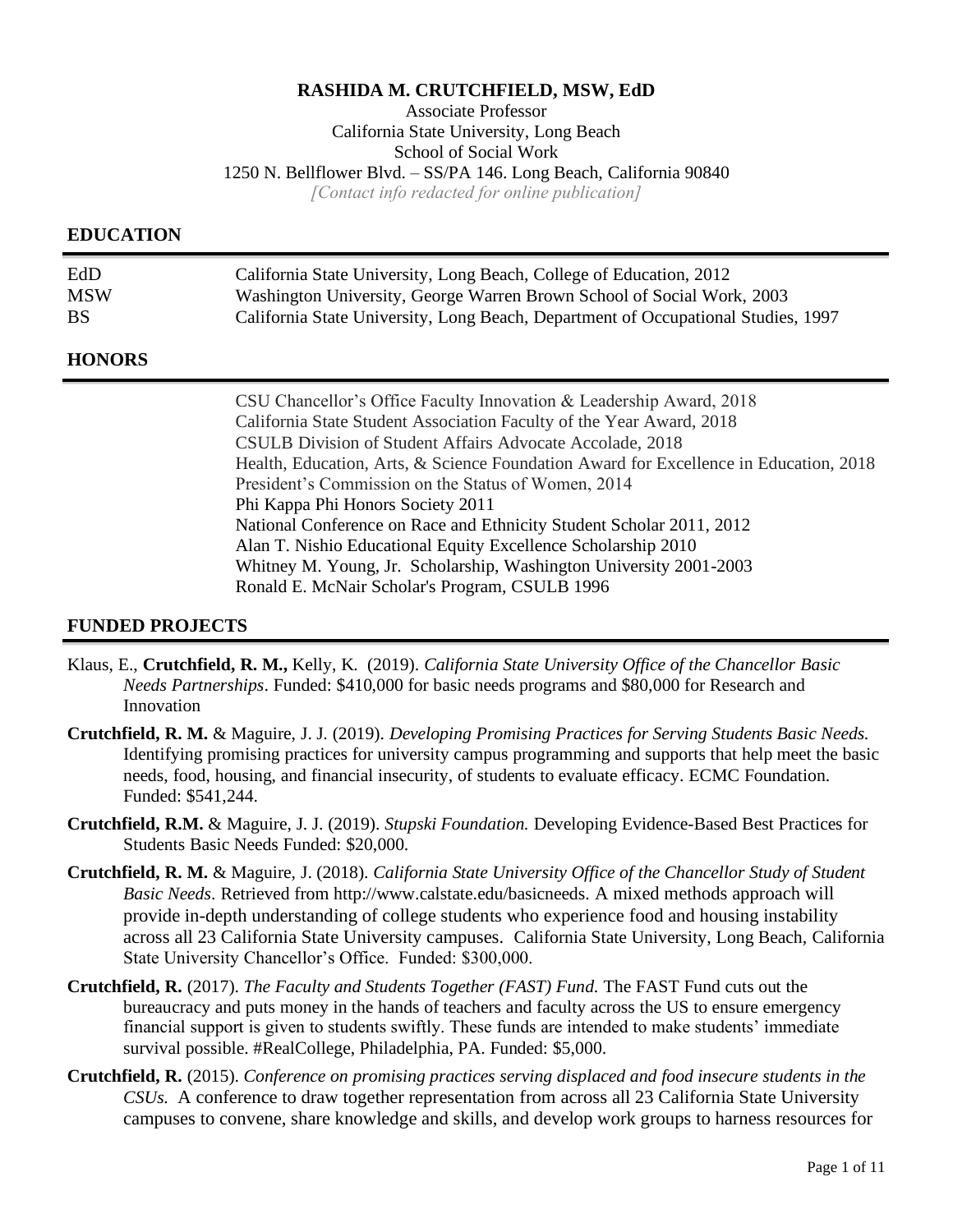**RASHIDA M. CRUTCHFIELD, MSW, EdD**
Associate Professor
California State University, Long Beach
School of Social Work
1250 N. Bellflower Blvd. – SS/PA 146. Long Beach, California 90840
*[Contact info redacted for online publication]*

## EDUCATION

| | |
|---|---|
| EdD | California State University, Long Beach, College of Education, 2012 |
| MSW | Washington University, George Warren Brown School of Social Work, 2003 |
| BS | California State University, Long Beach, Department of Occupational Studies, 1997 |

## HONORS

CSU Chancellor's Office Faculty Innovation & Leadership Award, 2018
California State Student Association Faculty of the Year Award, 2018
CSULB Division of Student Affairs Advocate Accolade, 2018
Health, Education, Arts, & Science Foundation Award for Excellence in Education, 2018
President's Commission on the Status of Women, 2014
Phi Kappa Phi Honors Society 2011
National Conference on Race and Ethnicity Student Scholar 2011, 2012
Alan T. Nishio Educational Equity Excellence Scholarship 2010
Whitney M. Young, Jr. Scholarship, Washington University 2001-2003
Ronald E. McNair Scholar's Program, CSULB 1996

## FUNDED PROJECTS

Klaus, E., **Crutchfield, R. M.,** Kelly, K. (2019). *California State University Office of the Chancellor Basic Needs Partnerships*. Funded: $410,000 for basic needs programs and $80,000 for Research and Innovation

**Crutchfield, R. M.** & Maguire, J. J. (2019). *Developing Promising Practices for Serving Students Basic Needs.* Identifying promising practices for university campus programming and supports that help meet the basic needs, food, housing, and financial insecurity, of students to evaluate efficacy. ECMC Foundation. Funded: $541,244.

**Crutchfield, R.M.** & Maguire, J. J. (2019). *Stupski Foundation.* Developing Evidence-Based Best Practices for Students Basic Needs Funded: $20,000.

**Crutchfield, R. M.** & Maguire, J. (2018). *California State University Office of the Chancellor Study of Student Basic Needs*. Retrieved from http://www.calstate.edu/basicneeds. A mixed methods approach will provide in-depth understanding of college students who experience food and housing instability across all 23 California State University campuses. California State University, Long Beach, California State University Chancellor's Office. Funded: $300,000.

**Crutchfield, R.** (2017). *The Faculty and Students Together (FAST) Fund.* The FAST Fund cuts out the bureaucracy and puts money in the hands of teachers and faculty across the US to ensure emergency financial support is given to students swiftly. These funds are intended to make students' immediate survival possible. #RealCollege, Philadelphia, PA. Funded: $5,000.

**Crutchfield, R.** (2015). *Conference on promising practices serving displaced and food insecure students in the CSUs.* A conference to draw together representation from across all 23 California State University campuses to convene, share knowledge and skills, and develop work groups to harness resources for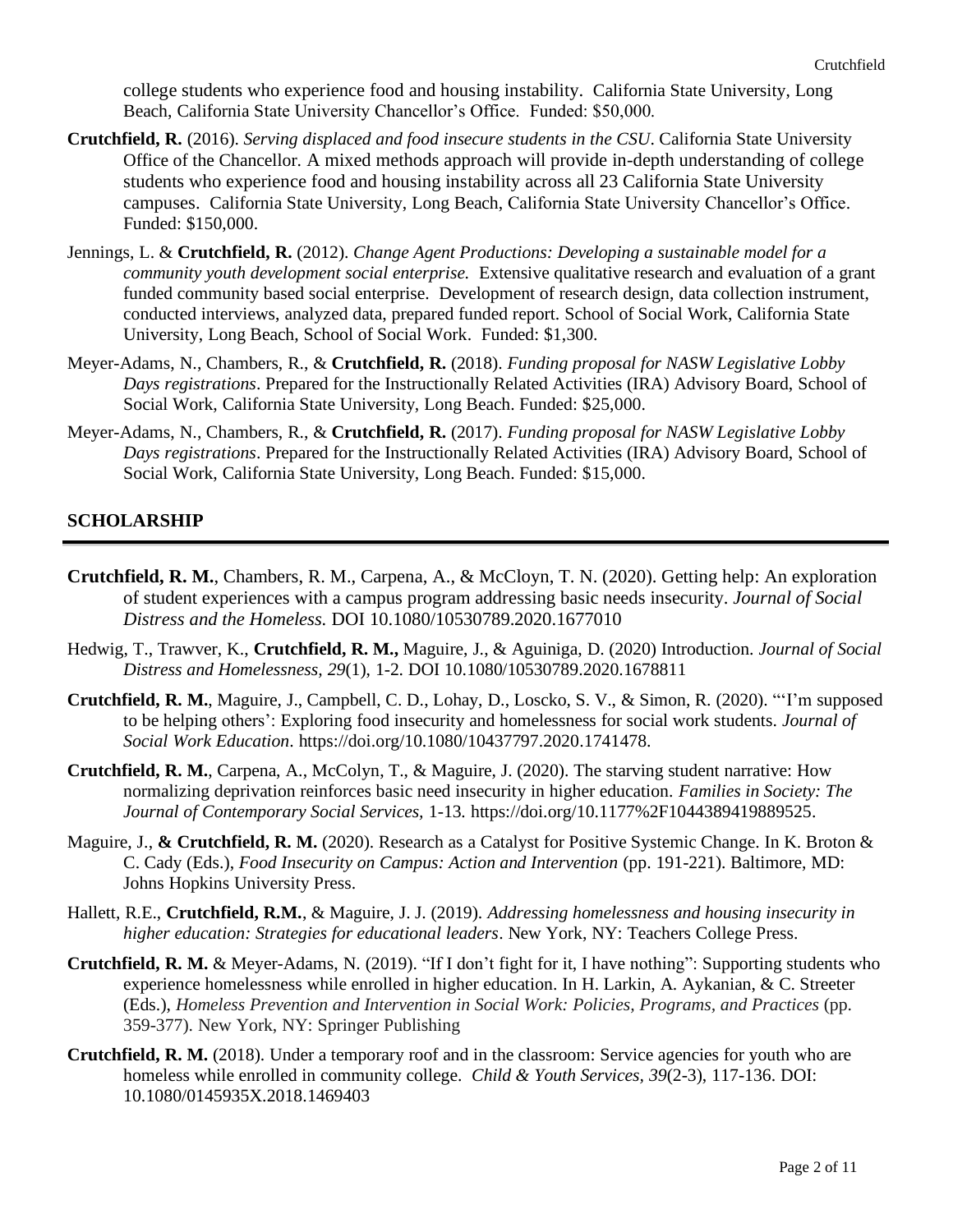college students who experience food and housing instability. California State University, Long Beach, California State University Chancellor's Office. Funded: $50,000.

**Crutchfield, R.** (2016). *Serving displaced and food insecure students in the CSU*. California State University Office of the Chancellor. A mixed methods approach will provide in-depth understanding of college students who experience food and housing instability across all 23 California State University campuses. California State University, Long Beach, California State University Chancellor's Office. Funded: $150,000.

Jennings, L. & **Crutchfield, R.** (2012). *Change Agent Productions: Developing a sustainable model for a community youth development social enterprise.* Extensive qualitative research and evaluation of a grant funded community based social enterprise. Development of research design, data collection instrument, conducted interviews, analyzed data, prepared funded report. School of Social Work, California State University, Long Beach, School of Social Work. Funded: $1,300.

Meyer-Adams, N., Chambers, R., & **Crutchfield, R.** (2018). *Funding proposal for NASW Legislative Lobby Days registrations*. Prepared for the Instructionally Related Activities (IRA) Advisory Board, School of Social Work, California State University, Long Beach. Funded: $25,000.

Meyer-Adams, N., Chambers, R., & **Crutchfield, R.** (2017). *Funding proposal for NASW Legislative Lobby Days registrations*. Prepared for the Instructionally Related Activities (IRA) Advisory Board, School of Social Work, California State University, Long Beach. Funded: $15,000.

## SCHOLARSHIP

**Crutchfield, R. M.**, Chambers, R. M., Carpena, A., & McCloyn, T. N. (2020). Getting help: An exploration of student experiences with a campus program addressing basic needs insecurity. *Journal of Social Distress and the Homeless.* DOI 10.1080/10530789.2020.1677010

Hedwig, T., Trawver, K., **Crutchfield, R. M.,** Maguire, J., & Aguiniga, D. (2020) Introduction. *Journal of Social Distress and Homelessness, 29*(1), 1-2. DOI 10.1080/10530789.2020.1678811

**Crutchfield, R. M.**, Maguire, J., Campbell, C. D., Lohay, D., Loscko, S. V., & Simon, R. (2020). "'I'm supposed to be helping others': Exploring food insecurity and homelessness for social work students. *Journal of Social Work Education*. https://doi.org/10.1080/10437797.2020.1741478.

**Crutchfield, R. M.**, Carpena, A., McColyn, T., & Maguire, J. (2020). The starving student narrative: How normalizing deprivation reinforces basic need insecurity in higher education. *Families in Society: The Journal of Contemporary Social Services,* 1-13. https://doi.org/10.1177%2F1044389419889525.

Maguire, J., **& Crutchfield, R. M.** (2020). Research as a Catalyst for Positive Systemic Change. In K. Broton & C. Cady (Eds.), *Food Insecurity on Campus: Action and Intervention* (pp. 191-221). Baltimore, MD: Johns Hopkins University Press.

Hallett, R.E., **Crutchfield, R.M.**, & Maguire, J. J. (2019). *Addressing homelessness and housing insecurity in higher education: Strategies for educational leaders*. New York, NY: Teachers College Press.

**Crutchfield, R. M.** & Meyer-Adams, N. (2019). "If I don't fight for it, I have nothing": Supporting students who experience homelessness while enrolled in higher education. In H. Larkin, A. Aykanian, & C. Streeter (Eds.), *Homeless Prevention and Intervention in Social Work: Policies, Programs, and Practices* (pp. 359-377). New York, NY: Springer Publishing

**Crutchfield, R. M.** (2018). Under a temporary roof and in the classroom: Service agencies for youth who are homeless while enrolled in community college. *Child & Youth Services, 39*(2-3), 117-136. DOI: 10.1080/0145935X.2018.1469403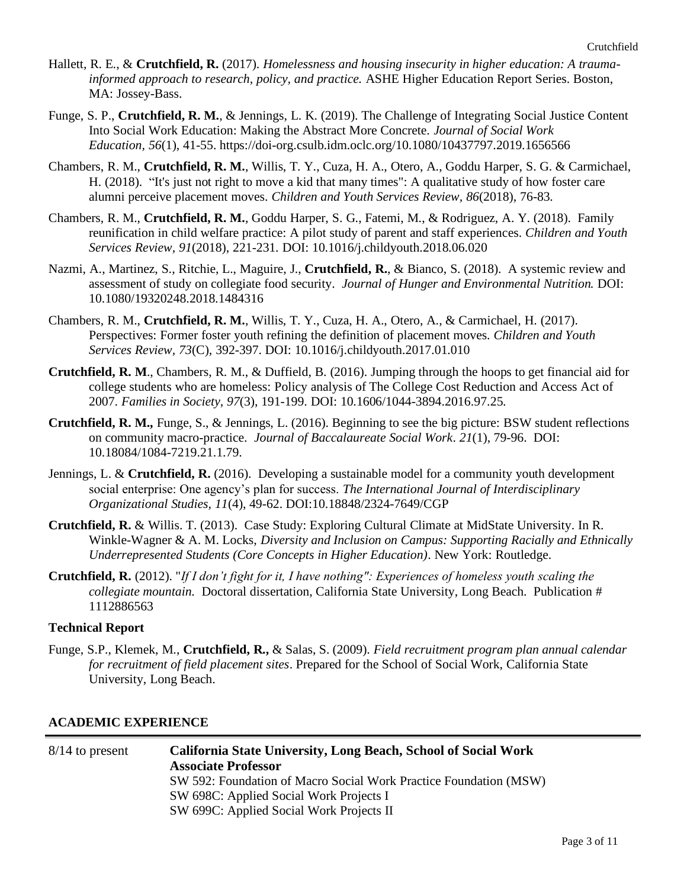Hallett, R. E., & **Crutchfield, R.** (2017). *Homelessness and housing insecurity in higher education: A trauma-informed approach to research, policy, and practice.* ASHE Higher Education Report Series. Boston, MA: Jossey-Bass.

Funge, S. P., **Crutchfield, R. M.**, & Jennings, L. K. (2019). The Challenge of Integrating Social Justice Content Into Social Work Education: Making the Abstract More Concrete. *Journal of Social Work Education*, *56*(1), 41-55. https://doi-org.csulb.idm.oclc.org/10.1080/10437797.2019.1656566

Chambers, R. M., **Crutchfield, R. M.**, Willis, T. Y., Cuza, H. A., Otero, A., Goddu Harper, S. G. & Carmichael, H. (2018). "It's just not right to move a kid that many times": A qualitative study of how foster care alumni perceive placement moves. *Children and Youth Services Review*, *86*(2018), 76-83.

Chambers, R. M., **Crutchfield, R. M.**, Goddu Harper, S. G., Fatemi, M., & Rodriguez, A. Y. (2018). Family reunification in child welfare practice: A pilot study of parent and staff experiences. *Children and Youth Services Review, 91*(2018), 221-231. DOI: 10.1016/j.childyouth.2018.06.020

Nazmi, A., Martinez, S., Ritchie, L., Maguire, J., **Crutchfield, R.**, & Bianco, S. (2018). A systemic review and assessment of study on collegiate food security. *Journal of Hunger and Environmental Nutrition.* DOI: 10.1080/19320248.2018.1484316

Chambers, R. M., **Crutchfield, R. M.**, Willis, T. Y., Cuza, H. A., Otero, A., & Carmichael, H. (2017). Perspectives: Former foster youth refining the definition of placement moves. *Children and Youth Services Review*, *73*(C), 392-397. DOI: 10.1016/j.childyouth.2017.01.010

**Crutchfield, R. M**., Chambers, R. M., & Duffield, B. (2016). Jumping through the hoops to get financial aid for college students who are homeless: Policy analysis of The College Cost Reduction and Access Act of 2007. *Families in Society*, *97*(3), 191-199. DOI: 10.1606/1044-3894.2016.97.25.

**Crutchfield, R. M.,** Funge, S., & Jennings, L. (2016). Beginning to see the big picture: BSW student reflections on community macro-practice. *Journal of Baccalaureate Social Work*. *21*(1), 79-96. DOI: 10.18084/1084-7219.21.1.79.

Jennings, L. & **Crutchfield, R.** (2016). Developing a sustainable model for a community youth development social enterprise: One agency's plan for success. *The International Journal of Interdisciplinary Organizational Studies, 11*(4), 49-62. DOI:10.18848/2324-7649/CGP

**Crutchfield, R.** & Willis. T. (2013). Case Study: Exploring Cultural Climate at MidState University. In R. Winkle-Wagner & A. M. Locks, *Diversity and Inclusion on Campus: Supporting Racially and Ethnically Underrepresented Students (Core Concepts in Higher Education)*. New York: Routledge.

**Crutchfield, R.** (2012). "*If I don't fight for it, I have nothing": Experiences of homeless youth scaling the collegiate mountain.* Doctoral dissertation, California State University, Long Beach. Publication # 1112886563

### Technical Report

Funge, S.P., Klemek, M., **Crutchfield, R.,** & Salas, S. (2009). *Field recruitment program plan annual calendar for recruitment of field placement sites*. Prepared for the School of Social Work, California State University, Long Beach.

## ACADEMIC EXPERIENCE

8/14 to present — **California State University, Long Beach, School of Social Work**
**Associate Professor**
SW 592: Foundation of Macro Social Work Practice Foundation (MSW)
SW 698C: Applied Social Work Projects I
SW 699C: Applied Social Work Projects II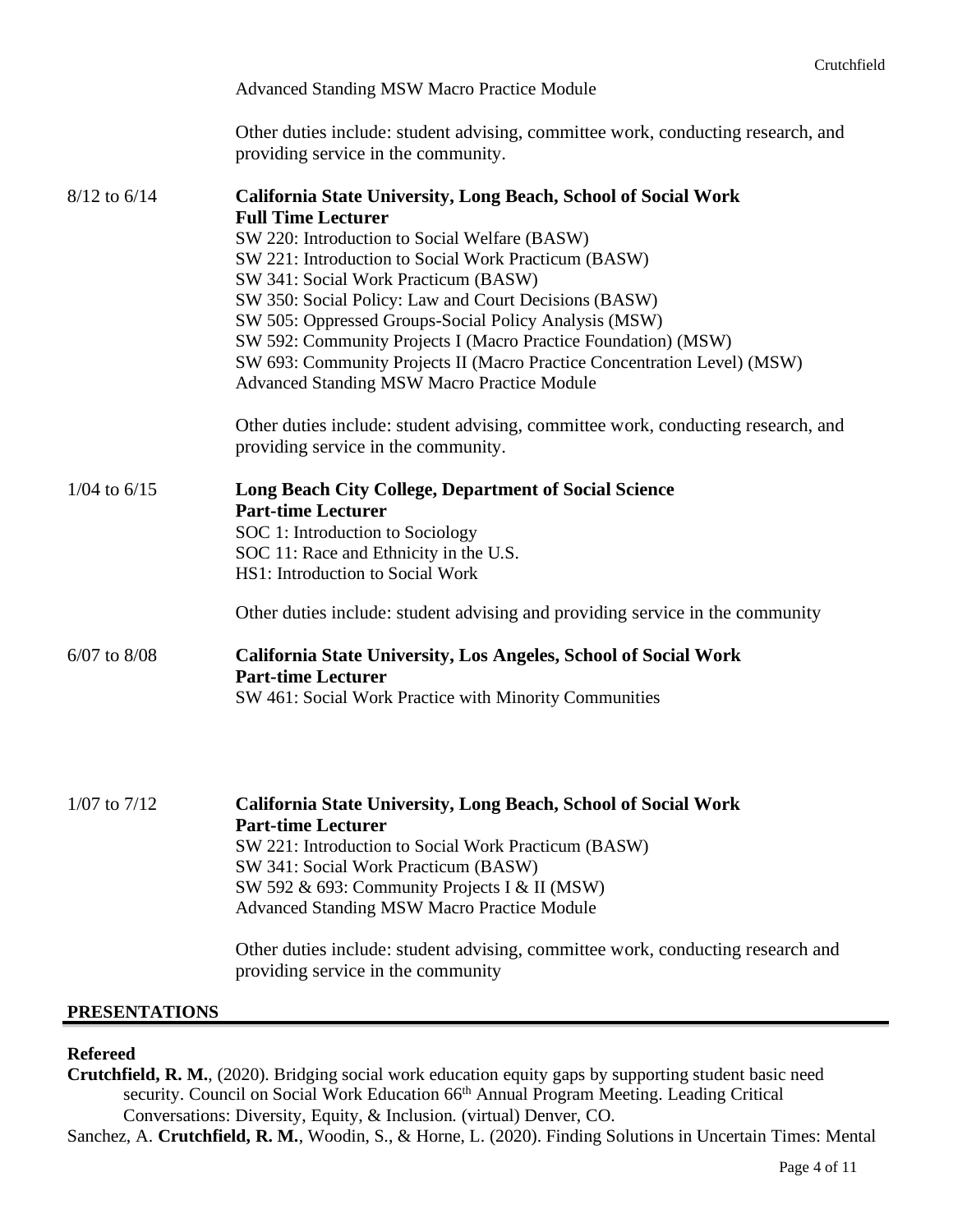Advanced Standing MSW Macro Practice Module

Other duties include: student advising, committee work, conducting research, and providing service in the community.

8/12 to 6/14 **California State University, Long Beach, School of Social Work**
**Full Time Lecturer**
SW 220: Introduction to Social Welfare (BASW)
SW 221: Introduction to Social Work Practicum (BASW)
SW 341: Social Work Practicum (BASW)
SW 350: Social Policy: Law and Court Decisions (BASW)
SW 505: Oppressed Groups-Social Policy Analysis (MSW)
SW 592: Community Projects I (Macro Practice Foundation) (MSW)
SW 693: Community Projects II (Macro Practice Concentration Level) (MSW)
Advanced Standing MSW Macro Practice Module

Other duties include: student advising, committee work, conducting research, and providing service in the community.

1/04 to 6/15 **Long Beach City College, Department of Social Science**
**Part-time Lecturer**
SOC 1: Introduction to Sociology
SOC 11: Race and Ethnicity in the U.S.
HS1: Introduction to Social Work

Other duties include: student advising and providing service in the community

6/07 to 8/08 **California State University, Los Angeles, School of Social Work**
**Part-time Lecturer**
SW 461: Social Work Practice with Minority Communities

1/07 to 7/12 **California State University, Long Beach, School of Social Work**
**Part-time Lecturer**
SW 221: Introduction to Social Work Practicum (BASW)
SW 341: Social Work Practicum (BASW)
SW 592 & 693: Community Projects I & II (MSW)
Advanced Standing MSW Macro Practice Module

Other duties include: student advising, committee work, conducting research and providing service in the community

## PRESENTATIONS

**Refereed**

**Crutchfield, R. M.**, (2020). Bridging social work education equity gaps by supporting student basic need security. Council on Social Work Education 66th Annual Program Meeting. Leading Critical Conversations: Diversity, Equity, & Inclusion. (virtual) Denver, CO.

Sanchez, A. **Crutchfield, R. M.**, Woodin, S., & Horne, L. (2020). Finding Solutions in Uncertain Times: Mental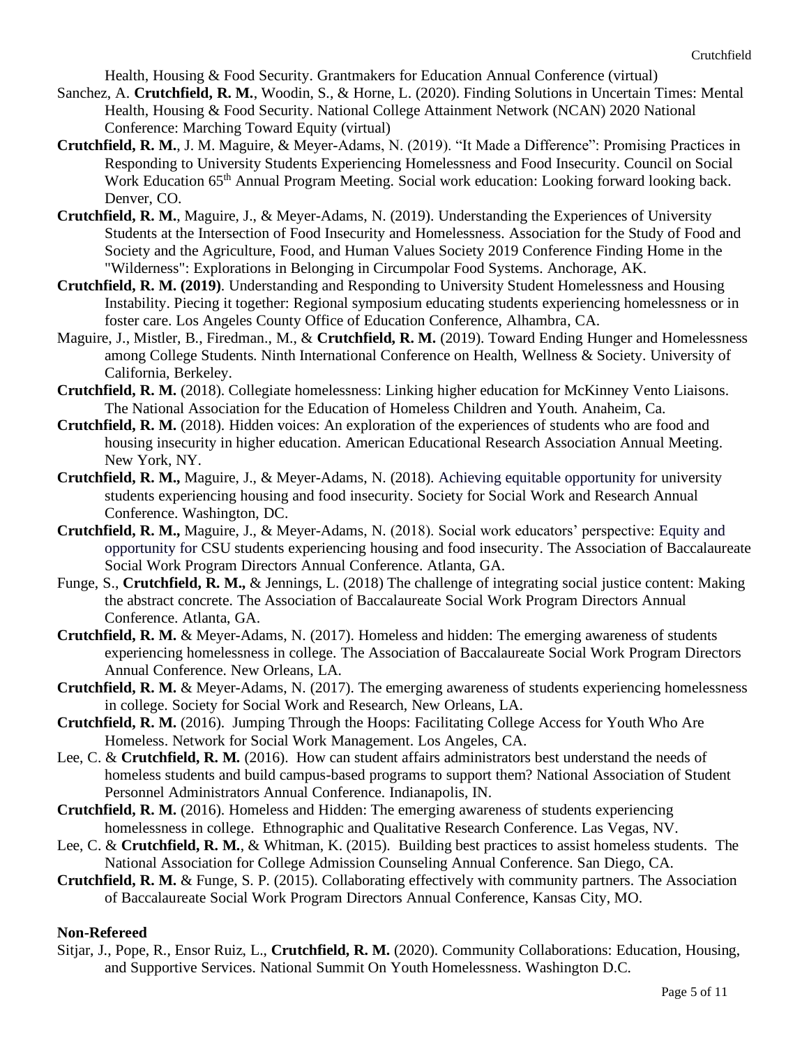Health, Housing & Food Security. Grantmakers for Education Annual Conference (virtual)

Sanchez, A. **Crutchfield, R. M.**, Woodin, S., & Horne, L. (2020). Finding Solutions in Uncertain Times: Mental Health, Housing & Food Security. National College Attainment Network (NCAN) 2020 National Conference: Marching Toward Equity (virtual)

**Crutchfield, R. M.**, J. M. Maguire, & Meyer-Adams, N. (2019). "It Made a Difference": Promising Practices in Responding to University Students Experiencing Homelessness and Food Insecurity. Council on Social Work Education 65th Annual Program Meeting. Social work education: Looking forward looking back. Denver, CO.

**Crutchfield, R. M.**, Maguire, J., & Meyer-Adams, N. (2019). Understanding the Experiences of University Students at the Intersection of Food Insecurity and Homelessness. Association for the Study of Food and Society and the Agriculture, Food, and Human Values Society 2019 Conference Finding Home in the "Wilderness": Explorations in Belonging in Circumpolar Food Systems. Anchorage, AK.

**Crutchfield, R. M. (2019)**. Understanding and Responding to University Student Homelessness and Housing Instability. Piecing it together: Regional symposium educating students experiencing homelessness or in foster care. Los Angeles County Office of Education Conference, Alhambra, CA.

Maguire, J., Mistler, B., Firedman., M., & **Crutchfield, R. M.** (2019). Toward Ending Hunger and Homelessness among College Students. Ninth International Conference on Health, Wellness & Society. University of California, Berkeley.

**Crutchfield, R. M.** (2018). Collegiate homelessness: Linking higher education for McKinney Vento Liaisons. The National Association for the Education of Homeless Children and Youth. Anaheim, Ca.

**Crutchfield, R. M.** (2018). Hidden voices: An exploration of the experiences of students who are food and housing insecurity in higher education. American Educational Research Association Annual Meeting. New York, NY.

**Crutchfield, R. M.,** Maguire, J., & Meyer-Adams, N. (2018). Achieving equitable opportunity for university students experiencing housing and food insecurity. Society for Social Work and Research Annual Conference. Washington, DC.

**Crutchfield, R. M.,** Maguire, J., & Meyer-Adams, N. (2018). Social work educators' perspective: Equity and opportunity for CSU students experiencing housing and food insecurity. The Association of Baccalaureate Social Work Program Directors Annual Conference. Atlanta, GA.

Funge, S., **Crutchfield, R. M.,** & Jennings, L. (2018) The challenge of integrating social justice content: Making the abstract concrete. The Association of Baccalaureate Social Work Program Directors Annual Conference. Atlanta, GA.

**Crutchfield, R. M.** & Meyer-Adams, N. (2017). Homeless and hidden: The emerging awareness of students experiencing homelessness in college. The Association of Baccalaureate Social Work Program Directors Annual Conference. New Orleans, LA.

**Crutchfield, R. M.** & Meyer-Adams, N. (2017). The emerging awareness of students experiencing homelessness in college. Society for Social Work and Research, New Orleans, LA.

**Crutchfield, R. M.** (2016). Jumping Through the Hoops: Facilitating College Access for Youth Who Are Homeless. Network for Social Work Management. Los Angeles, CA.

Lee, C. & **Crutchfield, R. M.** (2016). How can student affairs administrators best understand the needs of homeless students and build campus-based programs to support them? National Association of Student Personnel Administrators Annual Conference. Indianapolis, IN.

**Crutchfield, R. M.** (2016). Homeless and Hidden: The emerging awareness of students experiencing homelessness in college. Ethnographic and Qualitative Research Conference. Las Vegas, NV.

Lee, C. & **Crutchfield, R. M.**, & Whitman, K. (2015). Building best practices to assist homeless students. The National Association for College Admission Counseling Annual Conference. San Diego, CA.

**Crutchfield, R. M.** & Funge, S. P. (2015). Collaborating effectively with community partners. The Association of Baccalaureate Social Work Program Directors Annual Conference, Kansas City, MO.

**Non-Refereed**

Sitjar, J., Pope, R., Ensor Ruiz, L., **Crutchfield, R. M.** (2020). Community Collaborations: Education, Housing, and Supportive Services. National Summit On Youth Homelessness. Washington D.C.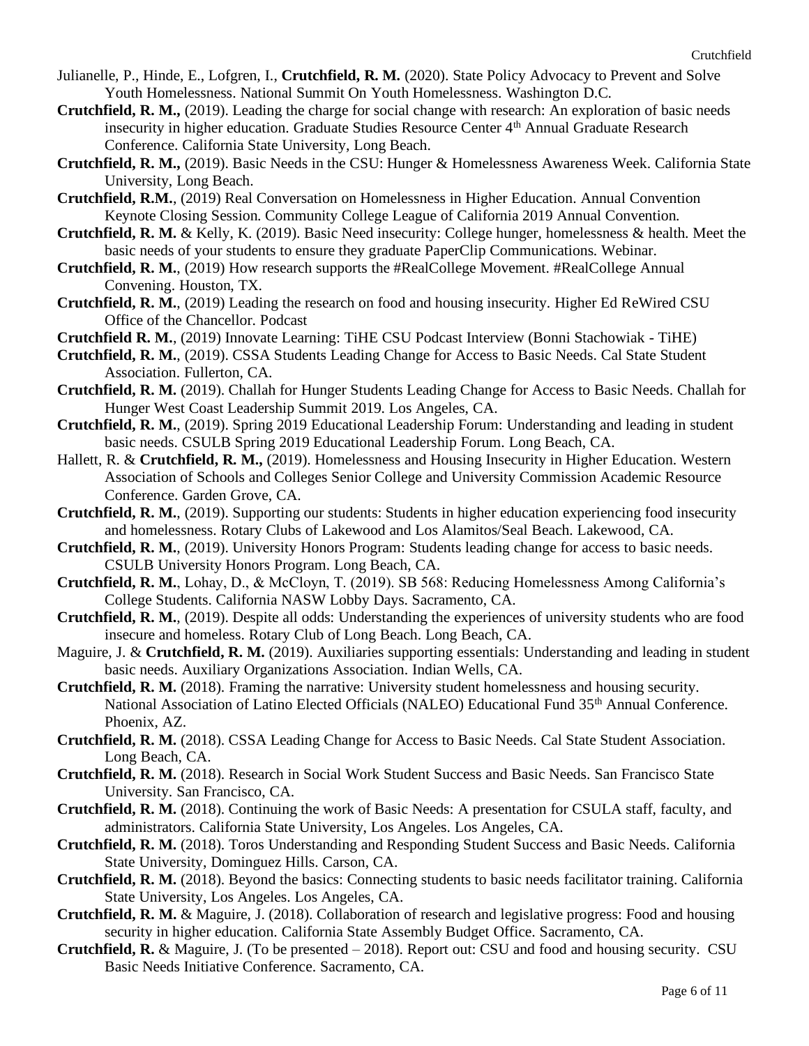Julianelle, P., Hinde, E., Lofgren, I., **Crutchfield, R. M.** (2020). State Policy Advocacy to Prevent and Solve Youth Homelessness. National Summit On Youth Homelessness. Washington D.C.

**Crutchfield, R. M.,** (2019). Leading the charge for social change with research: An exploration of basic needs insecurity in higher education. Graduate Studies Resource Center 4th Annual Graduate Research Conference. California State University, Long Beach.

**Crutchfield, R. M.,** (2019). Basic Needs in the CSU: Hunger & Homelessness Awareness Week. California State University, Long Beach.

**Crutchfield, R.M.**, (2019) Real Conversation on Homelessness in Higher Education. Annual Convention Keynote Closing Session. Community College League of California 2019 Annual Convention.

**Crutchfield, R. M.** & Kelly, K. (2019). Basic Need insecurity: College hunger, homelessness & health. Meet the basic needs of your students to ensure they graduate PaperClip Communications. Webinar.

**Crutchfield, R. M.**, (2019) How research supports the #RealCollege Movement. #RealCollege Annual Convening. Houston, TX.

**Crutchfield, R. M.**, (2019) Leading the research on food and housing insecurity. Higher Ed ReWired CSU Office of the Chancellor. Podcast

**Crutchfield R. M.**, (2019) Innovate Learning: TiHE CSU Podcast Interview (Bonni Stachowiak - TiHE)

**Crutchfield, R. M.**, (2019). CSSA Students Leading Change for Access to Basic Needs. Cal State Student Association. Fullerton, CA.

**Crutchfield, R. M.** (2019). Challah for Hunger Students Leading Change for Access to Basic Needs. Challah for Hunger West Coast Leadership Summit 2019. Los Angeles, CA.

**Crutchfield, R. M.**, (2019). Spring 2019 Educational Leadership Forum: Understanding and leading in student basic needs. CSULB Spring 2019 Educational Leadership Forum. Long Beach, CA.

Hallett, R. & **Crutchfield, R. M.,** (2019). Homelessness and Housing Insecurity in Higher Education. Western Association of Schools and Colleges Senior College and University Commission Academic Resource Conference. Garden Grove, CA.

**Crutchfield, R. M.**, (2019). Supporting our students: Students in higher education experiencing food insecurity and homelessness. Rotary Clubs of Lakewood and Los Alamitos/Seal Beach. Lakewood, CA.

**Crutchfield, R. M.**, (2019). University Honors Program: Students leading change for access to basic needs. CSULB University Honors Program. Long Beach, CA.

**Crutchfield, R. M.**, Lohay, D., & McCloyn, T. (2019). SB 568: Reducing Homelessness Among California's College Students. California NASW Lobby Days. Sacramento, CA.

**Crutchfield, R. M.**, (2019). Despite all odds: Understanding the experiences of university students who are food insecure and homeless. Rotary Club of Long Beach. Long Beach, CA.

Maguire, J. & **Crutchfield, R. M.** (2019). Auxiliaries supporting essentials: Understanding and leading in student basic needs. Auxiliary Organizations Association. Indian Wells, CA.

**Crutchfield, R. M.** (2018). Framing the narrative: University student homelessness and housing security. National Association of Latino Elected Officials (NALEO) Educational Fund 35th Annual Conference. Phoenix, AZ.

**Crutchfield, R. M.** (2018). CSSA Leading Change for Access to Basic Needs. Cal State Student Association. Long Beach, CA.

**Crutchfield, R. M.** (2018). Research in Social Work Student Success and Basic Needs. San Francisco State University. San Francisco, CA.

**Crutchfield, R. M.** (2018). Continuing the work of Basic Needs: A presentation for CSULA staff, faculty, and administrators. California State University, Los Angeles. Los Angeles, CA.

**Crutchfield, R. M.** (2018). Toros Understanding and Responding Student Success and Basic Needs. California State University, Dominguez Hills. Carson, CA.

**Crutchfield, R. M.** (2018). Beyond the basics: Connecting students to basic needs facilitator training. California State University, Los Angeles. Los Angeles, CA.

**Crutchfield, R. M.** & Maguire, J. (2018). Collaboration of research and legislative progress: Food and housing security in higher education. California State Assembly Budget Office. Sacramento, CA.

**Crutchfield, R.** & Maguire, J. (To be presented – 2018). Report out: CSU and food and housing security. CSU Basic Needs Initiative Conference. Sacramento, CA.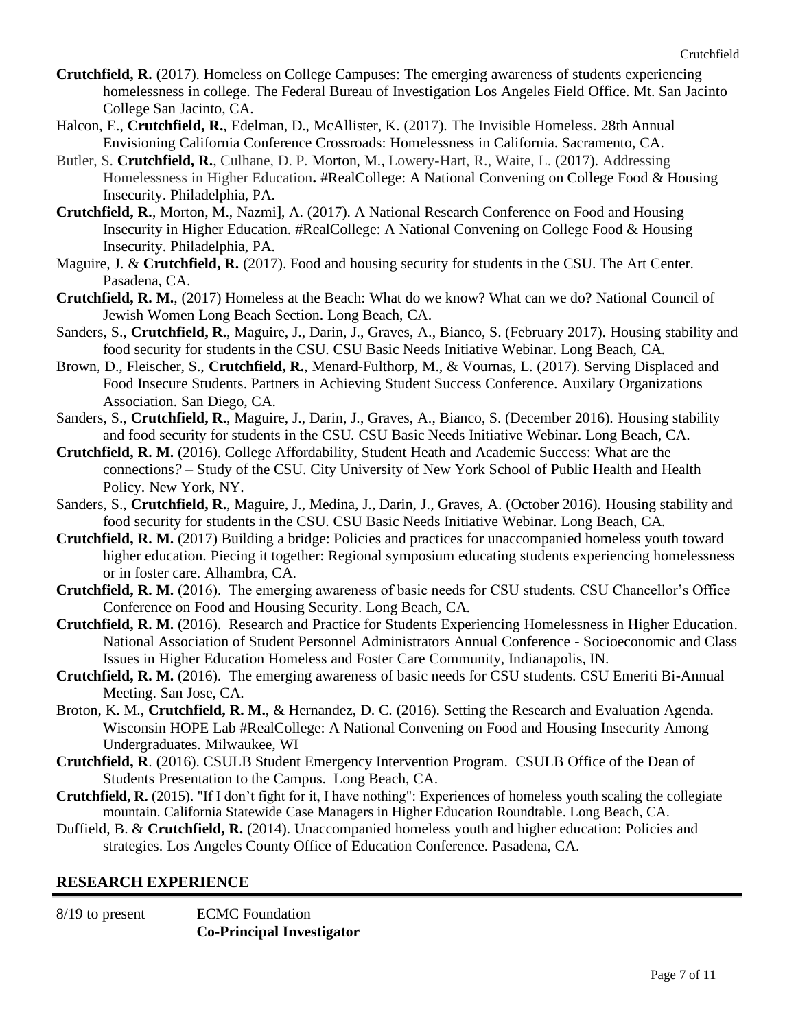**Crutchfield, R.** (2017). Homeless on College Campuses: The emerging awareness of students experiencing homelessness in college. The Federal Bureau of Investigation Los Angeles Field Office. Mt. San Jacinto College San Jacinto, CA.

Halcon, E., **Crutchfield, R.**, Edelman, D., McAllister, K. (2017). The Invisible Homeless. 28th Annual Envisioning California Conference Crossroads: Homelessness in California. Sacramento, CA.

Butler, S. **Crutchfield, R.**, Culhane, D. P. Morton, M., Lowery-Hart, R., Waite, L. (2017). Addressing Homelessness in Higher Education**.** #RealCollege: A National Convening on College Food & Housing Insecurity. Philadelphia, PA.

**Crutchfield, R.**, Morton, M., Nazmi], A. (2017). A National Research Conference on Food and Housing Insecurity in Higher Education. #RealCollege: A National Convening on College Food & Housing Insecurity. Philadelphia, PA.

Maguire, J. & **Crutchfield, R.** (2017). Food and housing security for students in the CSU. The Art Center. Pasadena, CA.

**Crutchfield, R. M.**, (2017) Homeless at the Beach: What do we know? What can we do? National Council of Jewish Women Long Beach Section. Long Beach, CA.

Sanders, S., **Crutchfield, R.**, Maguire, J., Darin, J., Graves, A., Bianco, S. (February 2017). Housing stability and food security for students in the CSU. CSU Basic Needs Initiative Webinar. Long Beach, CA.

Brown, D., Fleischer, S., **Crutchfield, R.**, Menard-Fulthorp, M., & Vournas, L. (2017). Serving Displaced and Food Insecure Students. Partners in Achieving Student Success Conference. Auxilary Organizations Association. San Diego, CA.

Sanders, S., **Crutchfield, R.**, Maguire, J., Darin, J., Graves, A., Bianco, S. (December 2016). Housing stability and food security for students in the CSU. CSU Basic Needs Initiative Webinar. Long Beach, CA.

**Crutchfield, R. M.** (2016). College Affordability, Student Heath and Academic Success: What are the connections? – Study of the CSU. City University of New York School of Public Health and Health Policy. New York, NY.

Sanders, S., **Crutchfield, R.**, Maguire, J., Medina, J., Darin, J., Graves, A. (October 2016). Housing stability and food security for students in the CSU. CSU Basic Needs Initiative Webinar. Long Beach, CA.

**Crutchfield, R. M.** (2017) Building a bridge: Policies and practices for unaccompanied homeless youth toward higher education. Piecing it together: Regional symposium educating students experiencing homelessness or in foster care. Alhambra, CA.

**Crutchfield, R. M.** (2016). The emerging awareness of basic needs for CSU students. CSU Chancellor's Office Conference on Food and Housing Security. Long Beach, CA.

**Crutchfield, R. M.** (2016). Research and Practice for Students Experiencing Homelessness in Higher Education. National Association of Student Personnel Administrators Annual Conference - Socioeconomic and Class Issues in Higher Education Homeless and Foster Care Community, Indianapolis, IN.

**Crutchfield, R. M.** (2016). The emerging awareness of basic needs for CSU students. CSU Emeriti Bi-Annual Meeting. San Jose, CA.

Broton, K. M., **Crutchfield, R. M.**, & Hernandez, D. C. (2016). Setting the Research and Evaluation Agenda. Wisconsin HOPE Lab #RealCollege: A National Convening on Food and Housing Insecurity Among Undergraduates. Milwaukee, WI

**Crutchfield, R**. (2016). CSULB Student Emergency Intervention Program. CSULB Office of the Dean of Students Presentation to the Campus. Long Beach, CA.

**Crutchfield, R.** (2015). "If I don't fight for it, I have nothing": Experiences of homeless youth scaling the collegiate mountain. California Statewide Case Managers in Higher Education Roundtable. Long Beach, CA.

Duffield, B. & **Crutchfield, R.** (2014). Unaccompanied homeless youth and higher education: Policies and strategies. Los Angeles County Office of Education Conference. Pasadena, CA.

## RESEARCH EXPERIENCE

8/19 to present ECMC Foundation
**Co-Principal Investigator**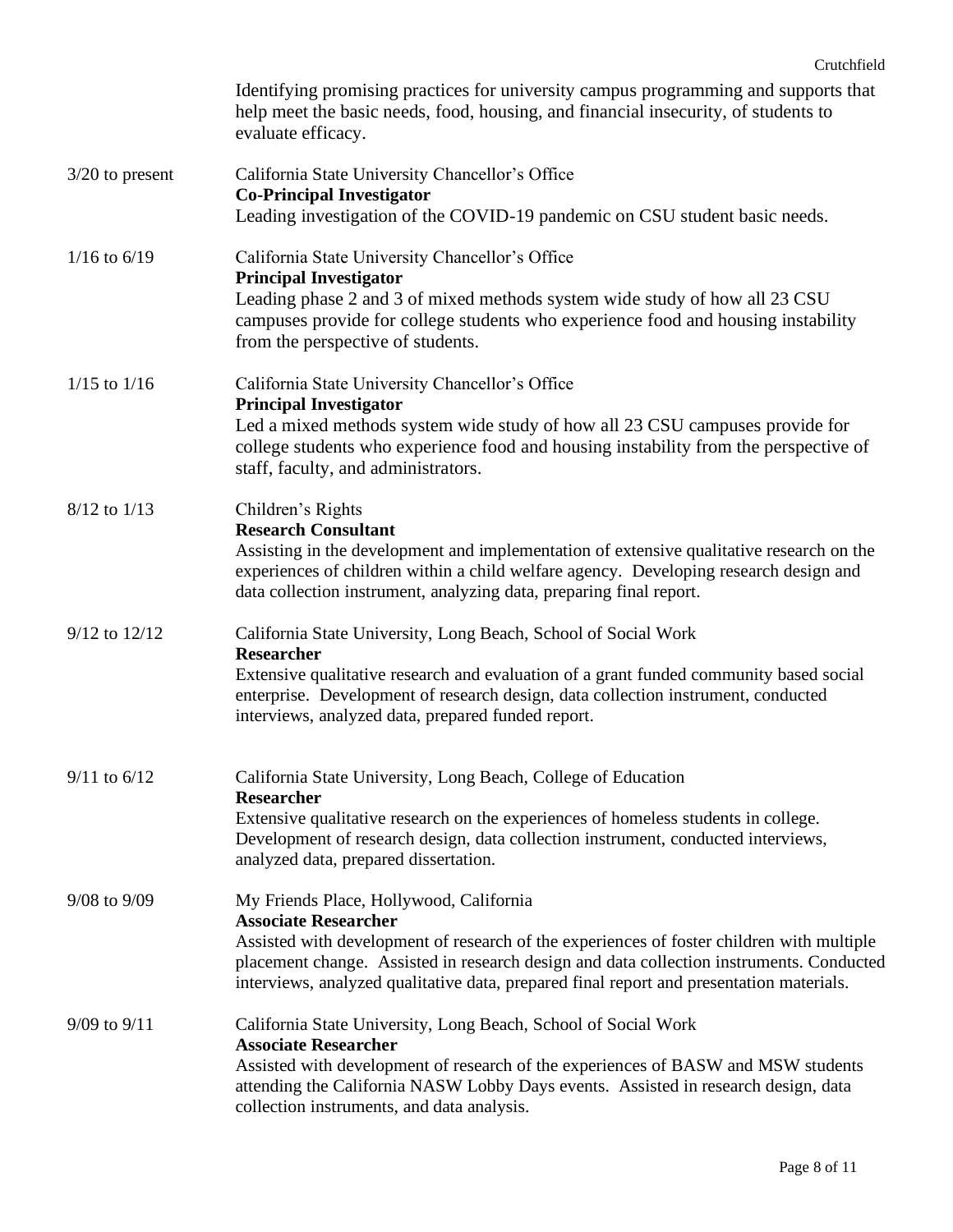Identifying promising practices for university campus programming and supports that help meet the basic needs, food, housing, and financial insecurity, of students to evaluate efficacy.

3/20 to present — California State University Chancellor's Office
**Co-Principal Investigator**
Leading investigation of the COVID-19 pandemic on CSU student basic needs.

1/16 to 6/19 — California State University Chancellor's Office
**Principal Investigator**
Leading phase 2 and 3 of mixed methods system wide study of how all 23 CSU campuses provide for college students who experience food and housing instability from the perspective of students.

1/15 to 1/16 — California State University Chancellor's Office
**Principal Investigator**
Led a mixed methods system wide study of how all 23 CSU campuses provide for college students who experience food and housing instability from the perspective of staff, faculty, and administrators.

8/12 to 1/13 — Children's Rights
**Research Consultant**
Assisting in the development and implementation of extensive qualitative research on the experiences of children within a child welfare agency. Developing research design and data collection instrument, analyzing data, preparing final report.

9/12 to 12/12 — California State University, Long Beach, School of Social Work
**Researcher**
Extensive qualitative research and evaluation of a grant funded community based social enterprise. Development of research design, data collection instrument, conducted interviews, analyzed data, prepared funded report.

9/11 to 6/12 — California State University, Long Beach, College of Education
**Researcher**
Extensive qualitative research on the experiences of homeless students in college. Development of research design, data collection instrument, conducted interviews, analyzed data, prepared dissertation.

9/08 to 9/09 — My Friends Place, Hollywood, California
**Associate Researcher**
Assisted with development of research of the experiences of foster children with multiple placement change. Assisted in research design and data collection instruments. Conducted interviews, analyzed qualitative data, prepared final report and presentation materials.

9/09 to 9/11 — California State University, Long Beach, School of Social Work
**Associate Researcher**
Assisted with development of research of the experiences of BASW and MSW students attending the California NASW Lobby Days events. Assisted in research design, data collection instruments, and data analysis.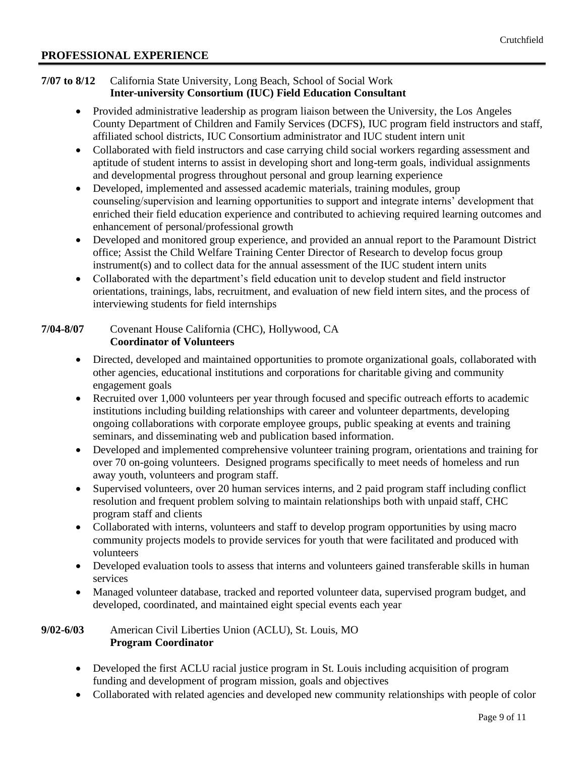## PROFESSIONAL EXPERIENCE

**7/07 to 8/12** California State University, Long Beach, School of Social Work
**Inter-university Consortium (IUC) Field Education Consultant**

- Provided administrative leadership as program liaison between the University, the Los Angeles County Department of Children and Family Services (DCFS), IUC program field instructors and staff, affiliated school districts, IUC Consortium administrator and IUC student intern unit
- Collaborated with field instructors and case carrying child social workers regarding assessment and aptitude of student interns to assist in developing short and long-term goals, individual assignments and developmental progress throughout personal and group learning experience
- Developed, implemented and assessed academic materials, training modules, group counseling/supervision and learning opportunities to support and integrate interns' development that enriched their field education experience and contributed to achieving required learning outcomes and enhancement of personal/professional growth
- Developed and monitored group experience, and provided an annual report to the Paramount District office; Assist the Child Welfare Training Center Director of Research to develop focus group instrument(s) and to collect data for the annual assessment of the IUC student intern units
- Collaborated with the department's field education unit to develop student and field instructor orientations, trainings, labs, recruitment, and evaluation of new field intern sites, and the process of interviewing students for field internships

**7/04-8/07** Covenant House California (CHC), Hollywood, CA
**Coordinator of Volunteers**

- Directed, developed and maintained opportunities to promote organizational goals, collaborated with other agencies, educational institutions and corporations for charitable giving and community engagement goals
- Recruited over 1,000 volunteers per year through focused and specific outreach efforts to academic institutions including building relationships with career and volunteer departments, developing ongoing collaborations with corporate employee groups, public speaking at events and training seminars, and disseminating web and publication based information.
- Developed and implemented comprehensive volunteer training program, orientations and training for over 70 on-going volunteers. Designed programs specifically to meet needs of homeless and run away youth, volunteers and program staff.
- Supervised volunteers, over 20 human services interns, and 2 paid program staff including conflict resolution and frequent problem solving to maintain relationships both with unpaid staff, CHC program staff and clients
- Collaborated with interns, volunteers and staff to develop program opportunities by using macro community projects models to provide services for youth that were facilitated and produced with volunteers
- Developed evaluation tools to assess that interns and volunteers gained transferable skills in human services
- Managed volunteer database, tracked and reported volunteer data, supervised program budget, and developed, coordinated, and maintained eight special events each year

**9/02-6/03** American Civil Liberties Union (ACLU), St. Louis, MO
**Program Coordinator**

- Developed the first ACLU racial justice program in St. Louis including acquisition of program funding and development of program mission, goals and objectives
- Collaborated with related agencies and developed new community relationships with people of color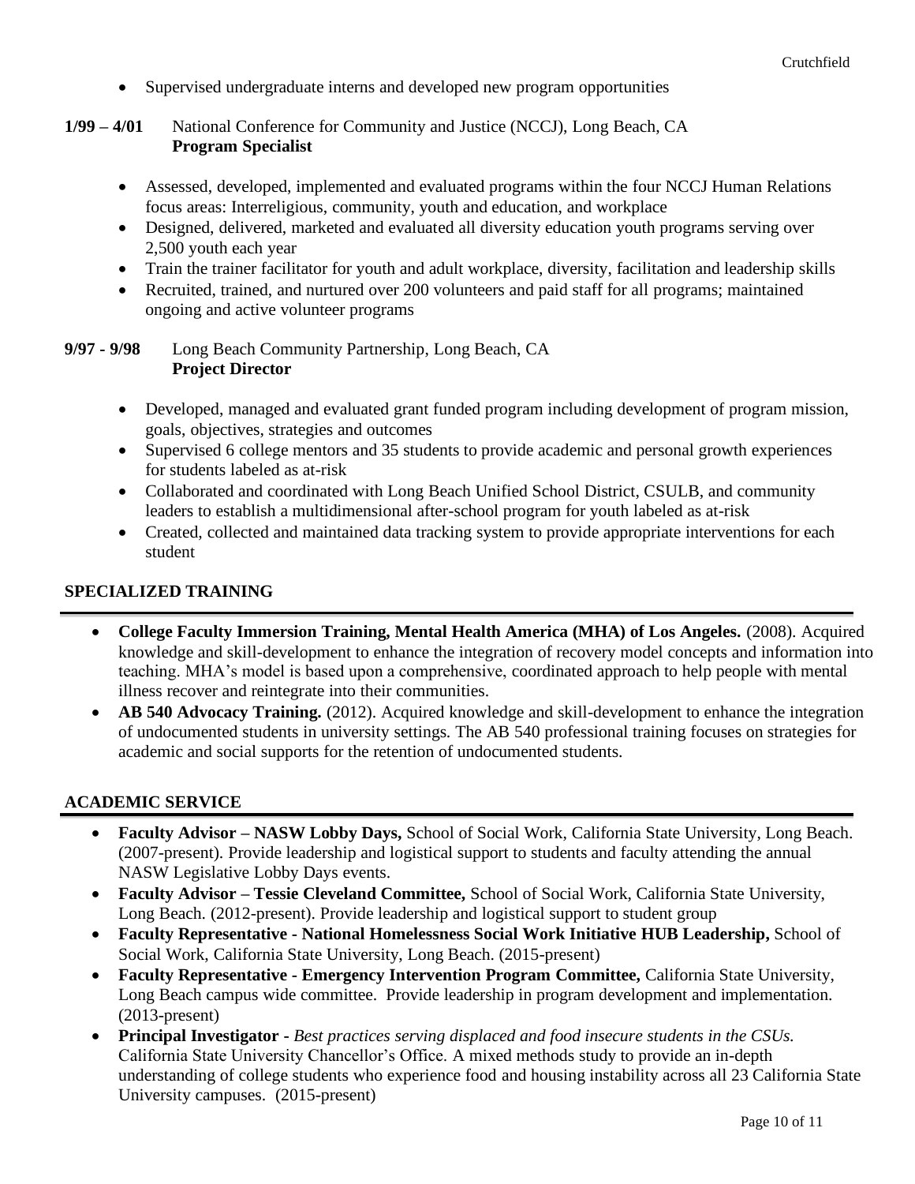- Supervised undergraduate interns and developed new program opportunities

**1/99 – 4/01** National Conference for Community and Justice (NCCJ), Long Beach, CA
**Program Specialist**

- Assessed, developed, implemented and evaluated programs within the four NCCJ Human Relations focus areas: Interreligious, community, youth and education, and workplace
- Designed, delivered, marketed and evaluated all diversity education youth programs serving over 2,500 youth each year
- Train the trainer facilitator for youth and adult workplace, diversity, facilitation and leadership skills
- Recruited, trained, and nurtured over 200 volunteers and paid staff for all programs; maintained ongoing and active volunteer programs

**9/97 - 9/98** Long Beach Community Partnership, Long Beach, CA
**Project Director**

- Developed, managed and evaluated grant funded program including development of program mission, goals, objectives, strategies and outcomes
- Supervised 6 college mentors and 35 students to provide academic and personal growth experiences for students labeled as at-risk
- Collaborated and coordinated with Long Beach Unified School District, CSULB, and community leaders to establish a multidimensional after-school program for youth labeled as at-risk
- Created, collected and maintained data tracking system to provide appropriate interventions for each student

## SPECIALIZED TRAINING

- **College Faculty Immersion Training, Mental Health America (MHA) of Los Angeles.** (2008). Acquired knowledge and skill-development to enhance the integration of recovery model concepts and information into teaching. MHA's model is based upon a comprehensive, coordinated approach to help people with mental illness recover and reintegrate into their communities.
- **AB 540 Advocacy Training.** (2012). Acquired knowledge and skill-development to enhance the integration of undocumented students in university settings. The AB 540 professional training focuses on strategies for academic and social supports for the retention of undocumented students.

## ACADEMIC SERVICE

- **Faculty Advisor – NASW Lobby Days,** School of Social Work, California State University, Long Beach. (2007-present). Provide leadership and logistical support to students and faculty attending the annual NASW Legislative Lobby Days events.
- **Faculty Advisor – Tessie Cleveland Committee,** School of Social Work, California State University, Long Beach. (2012-present). Provide leadership and logistical support to student group
- **Faculty Representative - National Homelessness Social Work Initiative HUB Leadership,** School of Social Work, California State University, Long Beach. (2015-present)
- **Faculty Representative - Emergency Intervention Program Committee,** California State University, Long Beach campus wide committee. Provide leadership in program development and implementation. (2013-present)
- **Principal Investigator** - *Best practices serving displaced and food insecure students in the CSUs.* California State University Chancellor's Office. A mixed methods study to provide an in-depth understanding of college students who experience food and housing instability across all 23 California State University campuses. (2015-present)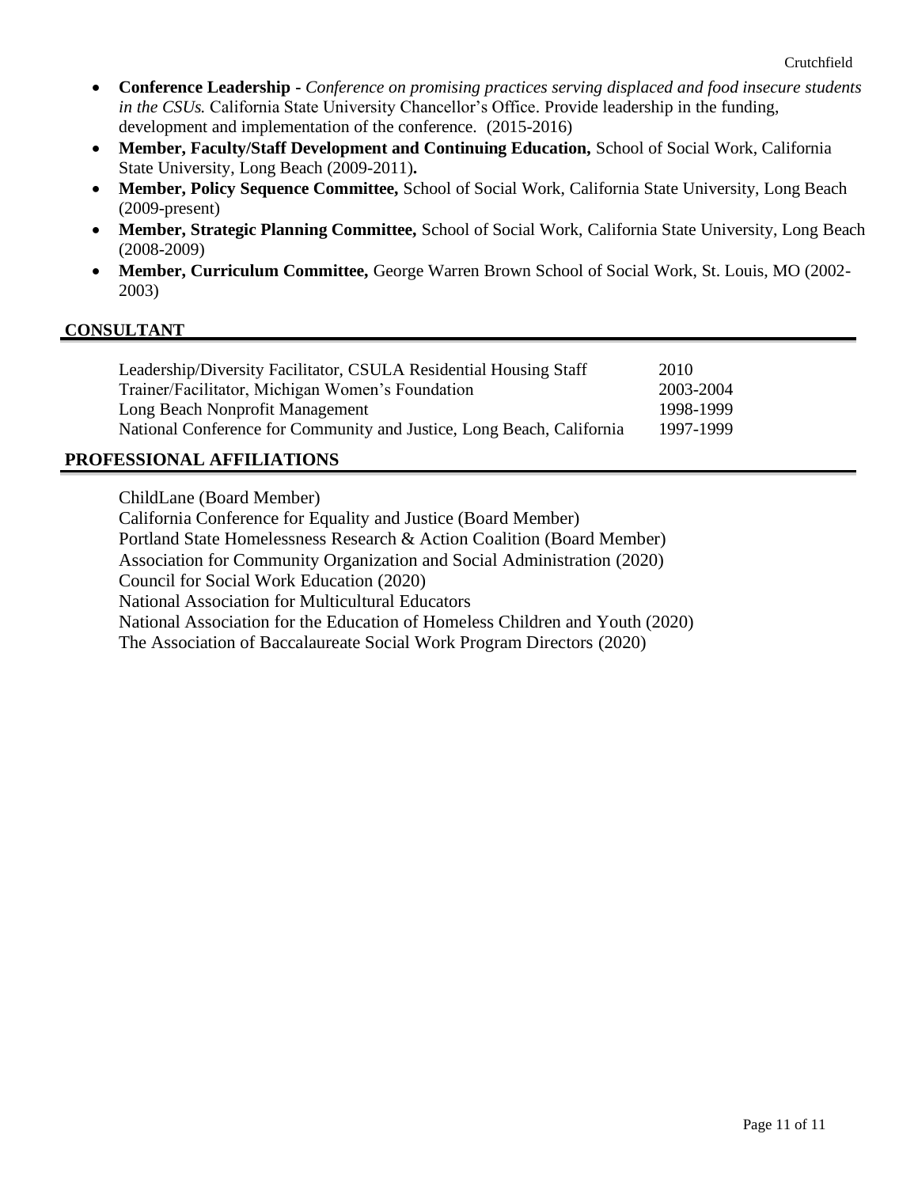- **Conference Leadership** - *Conference on promising practices serving displaced and food insecure students in the CSUs.* California State University Chancellor's Office. Provide leadership in the funding, development and implementation of the conference. (2015-2016)
- **Member, Faculty/Staff Development and Continuing Education,** School of Social Work, California State University, Long Beach (2009-2011)**.**
- **Member, Policy Sequence Committee,** School of Social Work, California State University, Long Beach (2009-present)
- **Member, Strategic Planning Committee,** School of Social Work, California State University, Long Beach (2008-2009)
- **Member, Curriculum Committee,** George Warren Brown School of Social Work, St. Louis, MO (2002-2003)

## CONSULTANT

| | |
|---|---|
| Leadership/Diversity Facilitator, CSULA Residential Housing Staff | 2010 |
| Trainer/Facilitator, Michigan Women's Foundation | 2003-2004 |
| Long Beach Nonprofit Management | 1998-1999 |
| National Conference for Community and Justice, Long Beach, California | 1997-1999 |

## PROFESSIONAL AFFILIATIONS

ChildLane (Board Member)
California Conference for Equality and Justice (Board Member)
Portland State Homelessness Research & Action Coalition (Board Member)
Association for Community Organization and Social Administration (2020)
Council for Social Work Education (2020)
National Association for Multicultural Educators
National Association for the Education of Homeless Children and Youth (2020)
The Association of Baccalaureate Social Work Program Directors (2020)